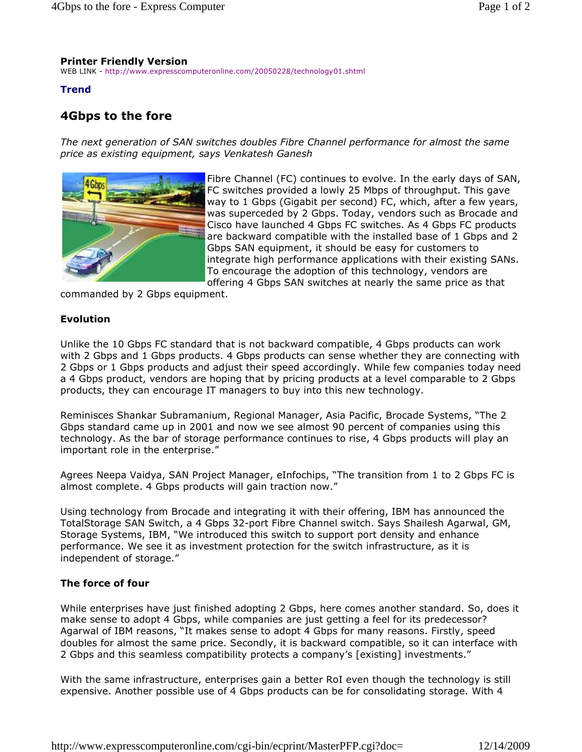**Printer Friendly Version**
WEB LINK - http://www.expresscomputeronline.com/20050228/technology01.shtml

**Trend**

# 4Gbps to the fore

*The next generation of SAN switches doubles Fibre Channel performance for almost the same price as existing equipment, says Venkatesh Ganesh*

Fibre Channel (FC) continues to evolve. In the early days of SAN, FC switches provided a lowly 25 Mbps of throughput. This gave way to 1 Gbps (Gigabit per second) FC, which, after a few years, was superceded by 2 Gbps. Today, vendors such as Brocade and Cisco have launched 4 Gbps FC switches. As 4 Gbps FC products are backward compatible with the installed base of 1 Gbps and 2 Gbps SAN equipment, it should be easy for customers to integrate high performance applications with their existing SANs. To encourage the adoption of this technology, vendors are offering 4 Gbps SAN switches at nearly the same price as that commanded by 2 Gbps equipment.

## Evolution

Unlike the 10 Gbps FC standard that is not backward compatible, 4 Gbps products can work with 2 Gbps and 1 Gbps products. 4 Gbps products can sense whether they are connecting with 2 Gbps or 1 Gbps products and adjust their speed accordingly. While few companies today need a 4 Gbps product, vendors are hoping that by pricing products at a level comparable to 2 Gbps products, they can encourage IT managers to buy into this new technology.

Reminisces Shankar Subramanium, Regional Manager, Asia Pacific, Brocade Systems, "The 2 Gbps standard came up in 2001 and now we see almost 90 percent of companies using this technology. As the bar of storage performance continues to rise, 4 Gbps products will play an important role in the enterprise."

Agrees Neepa Vaidya, SAN Project Manager, eInfochips, "The transition from 1 to 2 Gbps FC is almost complete. 4 Gbps products will gain traction now."

Using technology from Brocade and integrating it with their offering, IBM has announced the TotalStorage SAN Switch, a 4 Gbps 32-port Fibre Channel switch. Says Shailesh Agarwal, GM, Storage Systems, IBM, "We introduced this switch to support port density and enhance performance. We see it as investment protection for the switch infrastructure, as it is independent of storage."

## The force of four

While enterprises have just finished adopting 2 Gbps, here comes another standard. So, does it make sense to adopt 4 Gbps, while companies are just getting a feel for its predecessor? Agarwal of IBM reasons, "It makes sense to adopt 4 Gbps for many reasons. Firstly, speed doubles for almost the same price. Secondly, it is backward compatible, so it can interface with 2 Gbps and this seamless compatibility protects a company's [existing] investments."

With the same infrastructure, enterprises gain a better RoI even though the technology is still expensive. Another possible use of 4 Gbps products can be for consolidating storage. With 4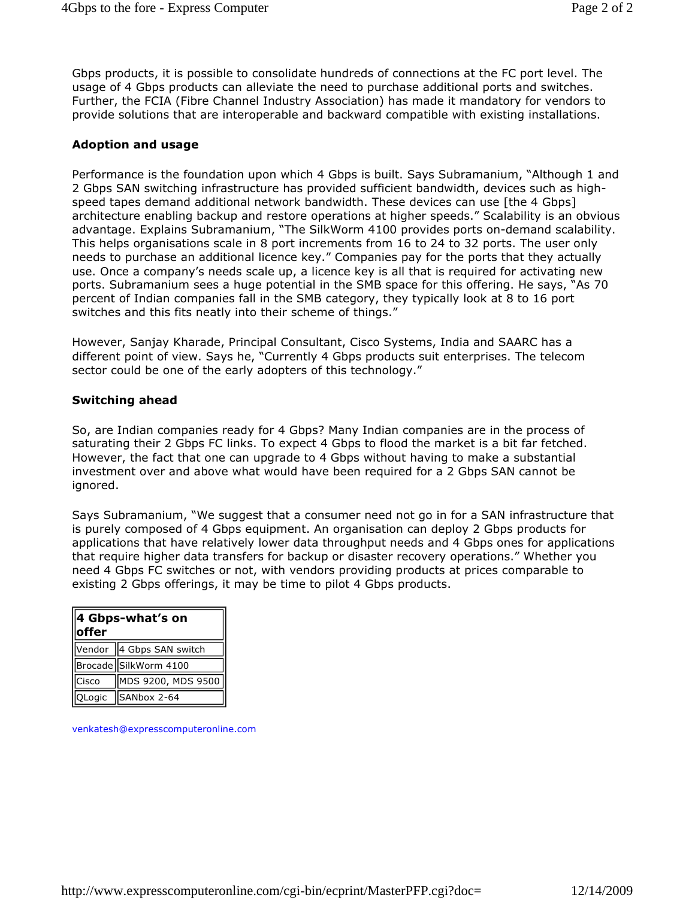Gbps products, it is possible to consolidate hundreds of connections at the FC port level. The usage of 4 Gbps products can alleviate the need to purchase additional ports and switches. Further, the FCIA (Fibre Channel Industry Association) has made it mandatory for vendors to provide solutions that are interoperable and backward compatible with existing installations.

### Adoption and usage

Performance is the foundation upon which 4 Gbps is built. Says Subramanium, "Although 1 and 2 Gbps SAN switching infrastructure has provided sufficient bandwidth, devices such as high-speed tapes demand additional network bandwidth. These devices can use [the 4 Gbps] architecture enabling backup and restore operations at higher speeds." Scalability is an obvious advantage. Explains Subramanium, "The SilkWorm 4100 provides ports on-demand scalability. This helps organisations scale in 8 port increments from 16 to 24 to 32 ports. The user only needs to purchase an additional licence key." Companies pay for the ports that they actually use. Once a company's needs scale up, a licence key is all that is required for activating new ports. Subramanium sees a huge potential in the SMB space for this offering. He says, "As 70 percent of Indian companies fall in the SMB category, they typically look at 8 to 16 port switches and this fits neatly into their scheme of things."

However, Sanjay Kharade, Principal Consultant, Cisco Systems, India and SAARC has a different point of view. Says he, "Currently 4 Gbps products suit enterprises. The telecom sector could be one of the early adopters of this technology."

### Switching ahead

So, are Indian companies ready for 4 Gbps? Many Indian companies are in the process of saturating their 2 Gbps FC links. To expect 4 Gbps to flood the market is a bit far fetched. However, the fact that one can upgrade to 4 Gbps without having to make a substantial investment over and above what would have been required for a 2 Gbps SAN cannot be ignored.

Says Subramanium, "We suggest that a consumer need not go in for a SAN infrastructure that is purely composed of 4 Gbps equipment. An organisation can deploy 2 Gbps products for applications that have relatively lower data throughput needs and 4 Gbps ones for applications that require higher data transfers for backup or disaster recovery operations." Whether you need 4 Gbps FC switches or not, with vendors providing products at prices comparable to existing 2 Gbps offerings, it may be time to pilot 4 Gbps products.

**4 Gbps-what's on offer**

| Vendor | 4 Gbps SAN switch |
|---|---|
| Brocade | SilkWorm 4100 |
| Cisco | MDS 9200, MDS 9500 |
| QLogic | SANbox 2-64 |

venkatesh@expresscomputeronline.com